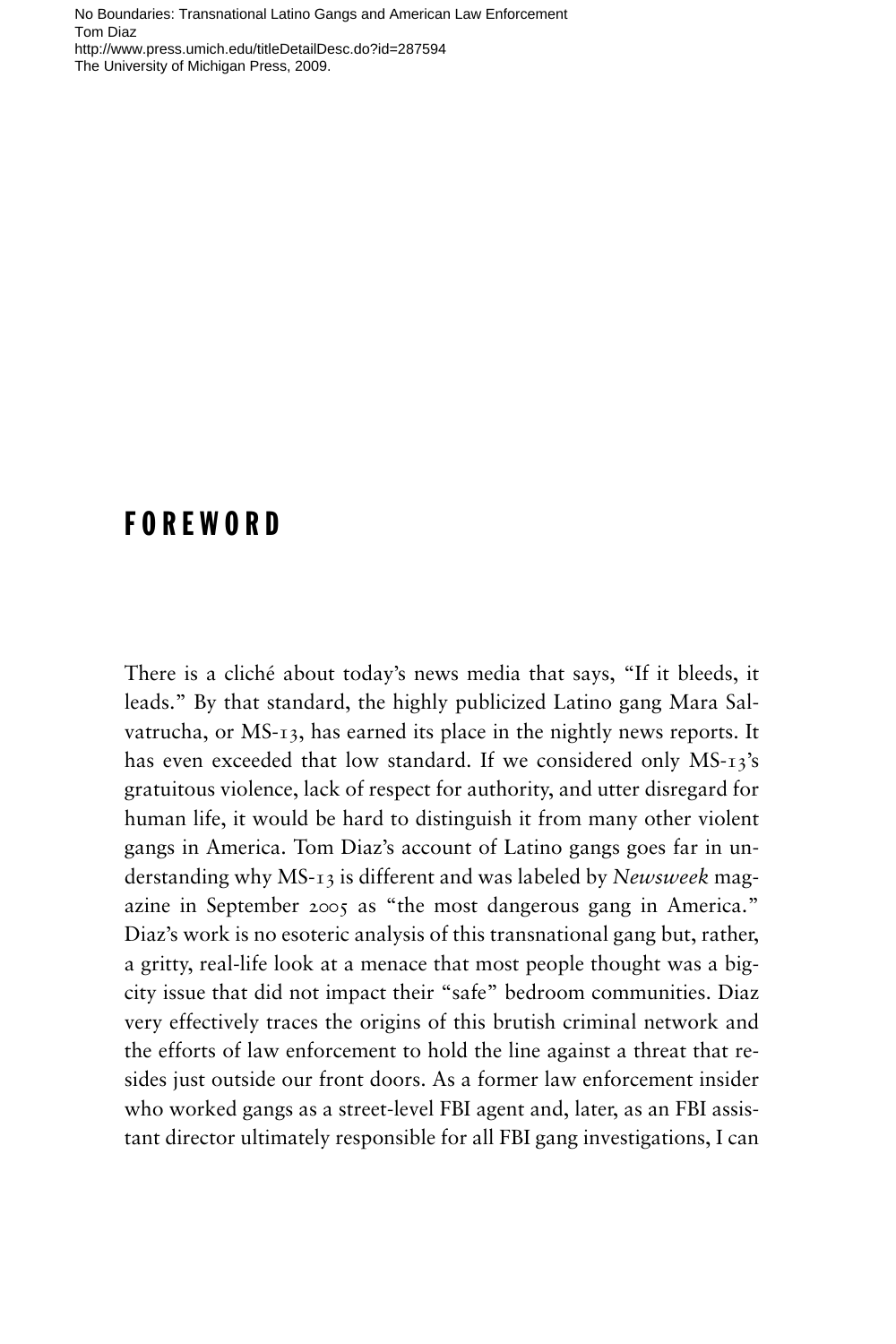# FOREWORD

There is a cliché about today's news media that says, "If it bleeds, it leads." By that standard, the highly publicized Latino gang Mara Salvatrucha, or MS-13, has earned its place in the nightly news reports. It has even exceeded that low standard. If we considered only MS-13's gratuitous violence, lack of respect for authority, and utter disregard for human life, it would be hard to distinguish it from many other violent gangs in America. Tom Diaz's account of Latino gangs goes far in understanding why MS-13 is different and was labeled by *Newsweek* magazine in September 2005 as "the most dangerous gang in America." Diaz's work is no esoteric analysis of this transnational gang but, rather, a gritty, real-life look at a menace that most people thought was a big-city issue that did not impact their "safe" bedroom communities. Diaz very effectively traces the origins of this brutish criminal network and the efforts of law enforcement to hold the line against a threat that resides just outside our front doors. As a former law enforcement insider who worked gangs as a street-level FBI agent and, later, as an FBI assistant director ultimately responsible for all FBI gang investigations, I can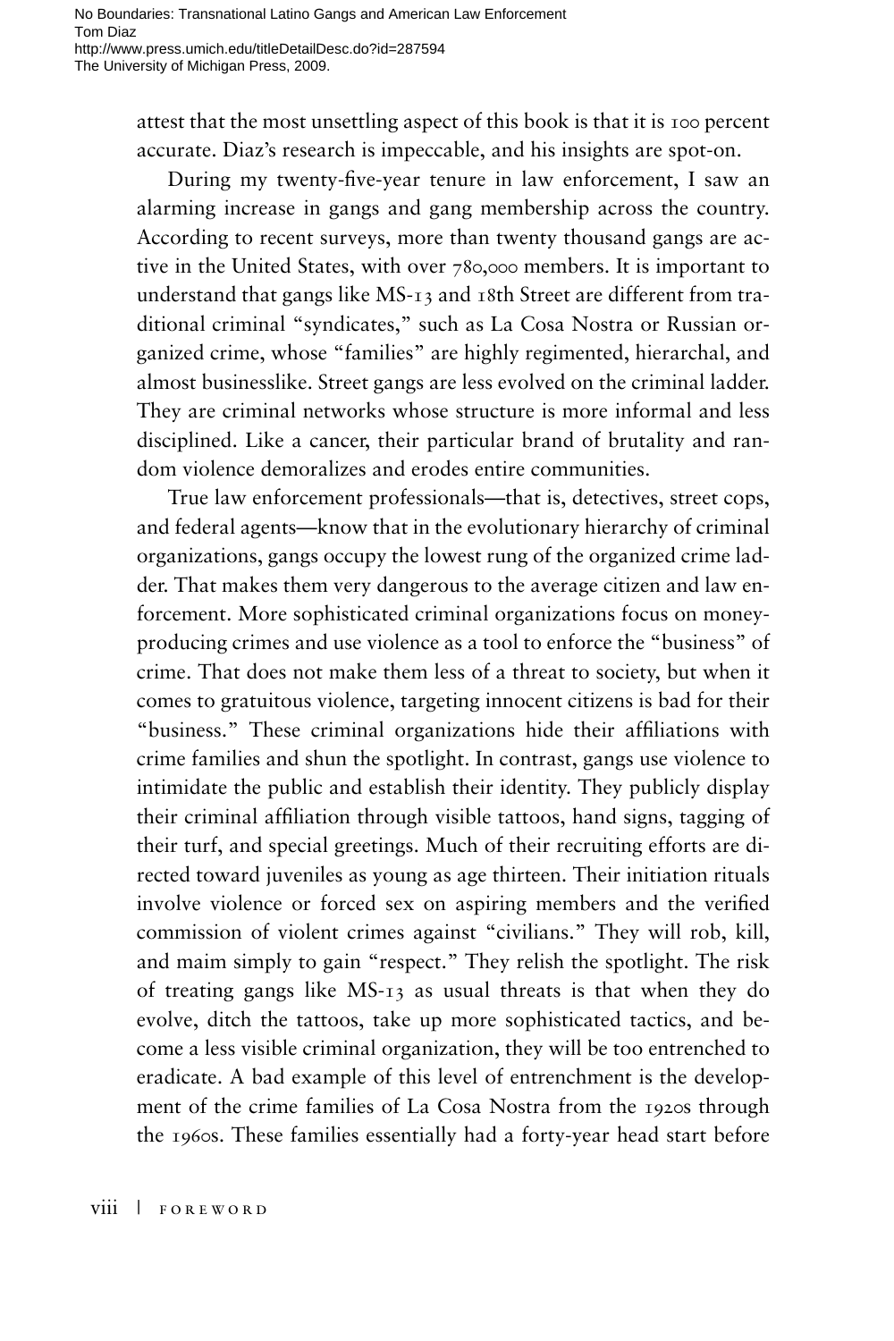attest that the most unsettling aspect of this book is that it is 100 percent accurate. Diaz's research is impeccable, and his insights are spot-on.

During my twenty-five-year tenure in law enforcement, I saw an alarming increase in gangs and gang membership across the country. According to recent surveys, more than twenty thousand gangs are active in the United States, with over 780,000 members. It is important to understand that gangs like MS-13 and 18th Street are different from traditional criminal "syndicates," such as La Cosa Nostra or Russian organized crime, whose "families" are highly regimented, hierarchal, and almost businesslike. Street gangs are less evolved on the criminal ladder. They are criminal networks whose structure is more informal and less disciplined. Like a cancer, their particular brand of brutality and random violence demoralizes and erodes entire communities.

True law enforcement professionals—that is, detectives, street cops, and federal agents—know that in the evolutionary hierarchy of criminal organizations, gangs occupy the lowest rung of the organized crime ladder. That makes them very dangerous to the average citizen and law enforcement. More sophisticated criminal organizations focus on money-producing crimes and use violence as a tool to enforce the "business" of crime. That does not make them less of a threat to society, but when it comes to gratuitous violence, targeting innocent citizens is bad for their "business." These criminal organizations hide their affiliations with crime families and shun the spotlight. In contrast, gangs use violence to intimidate the public and establish their identity. They publicly display their criminal affiliation through visible tattoos, hand signs, tagging of their turf, and special greetings. Much of their recruiting efforts are directed toward juveniles as young as age thirteen. Their initiation rituals involve violence or forced sex on aspiring members and the verified commission of violent crimes against "civilians." They will rob, kill, and maim simply to gain "respect." They relish the spotlight. The risk of treating gangs like MS-13 as usual threats is that when they do evolve, ditch the tattoos, take up more sophisticated tactics, and become a less visible criminal organization, they will be too entrenched to eradicate. A bad example of this level of entrenchment is the development of the crime families of La Cosa Nostra from the 1920s through the 1960s. These families essentially had a forty-year head start before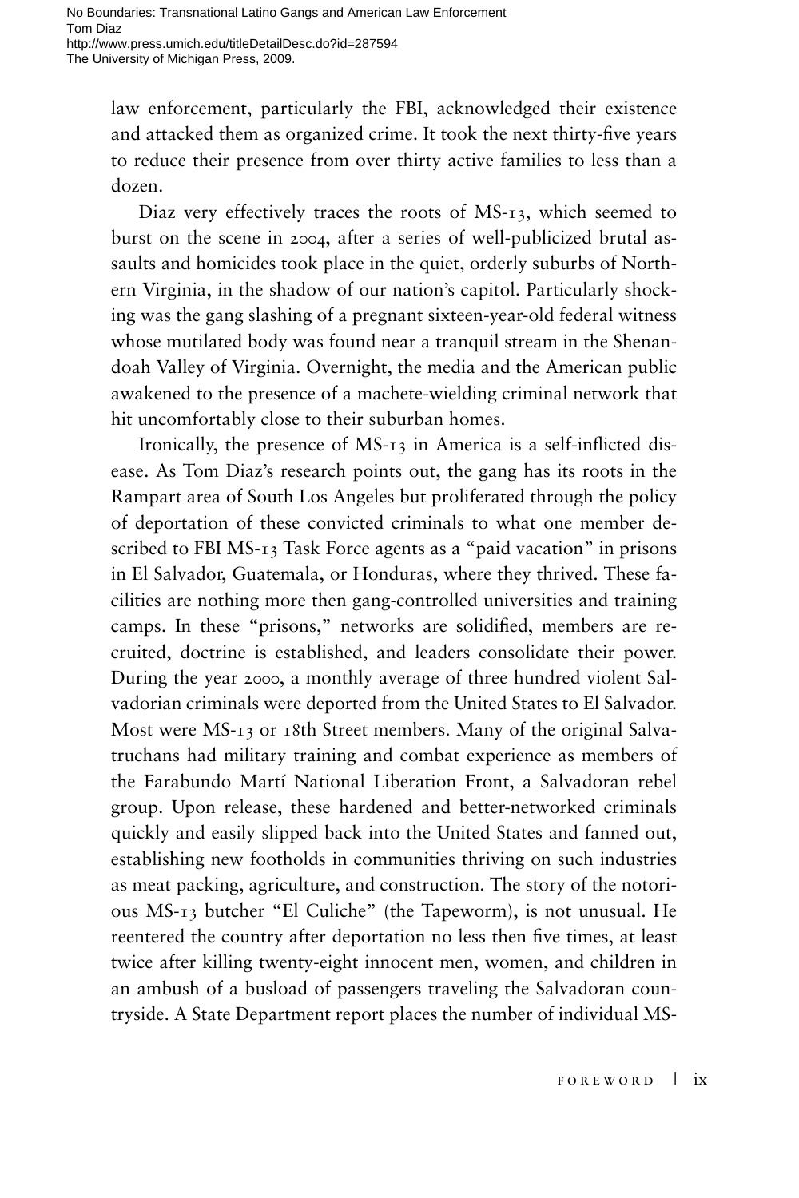law enforcement, particularly the FBI, acknowledged their existence and attacked them as organized crime. It took the next thirty-five years to reduce their presence from over thirty active families to less than a dozen.

Diaz very effectively traces the roots of MS-13, which seemed to burst on the scene in 2004, after a series of well-publicized brutal assaults and homicides took place in the quiet, orderly suburbs of Northern Virginia, in the shadow of our nation's capitol. Particularly shocking was the gang slashing of a pregnant sixteen-year-old federal witness whose mutilated body was found near a tranquil stream in the Shenandoah Valley of Virginia. Overnight, the media and the American public awakened to the presence of a machete-wielding criminal network that hit uncomfortably close to their suburban homes.

Ironically, the presence of MS-13 in America is a self-inflicted disease. As Tom Diaz's research points out, the gang has its roots in the Rampart area of South Los Angeles but proliferated through the policy of deportation of these convicted criminals to what one member described to FBI MS-13 Task Force agents as a "paid vacation" in prisons in El Salvador, Guatemala, or Honduras, where they thrived. These facilities are nothing more then gang-controlled universities and training camps. In these "prisons," networks are solidified, members are recruited, doctrine is established, and leaders consolidate their power. During the year 2000, a monthly average of three hundred violent Salvadorian criminals were deported from the United States to El Salvador. Most were MS-13 or 18th Street members. Many of the original Salvatruchans had military training and combat experience as members of the Farabundo Martí National Liberation Front, a Salvadoran rebel group. Upon release, these hardened and better-networked criminals quickly and easily slipped back into the United States and fanned out, establishing new footholds in communities thriving on such industries as meat packing, agriculture, and construction. The story of the notorious MS-13 butcher "El Culiche" (the Tapeworm), is not unusual. He reentered the country after deportation no less then five times, at least twice after killing twenty-eight innocent men, women, and children in an ambush of a busload of passengers traveling the Salvadoran countryside. A State Department report places the number of individual MS-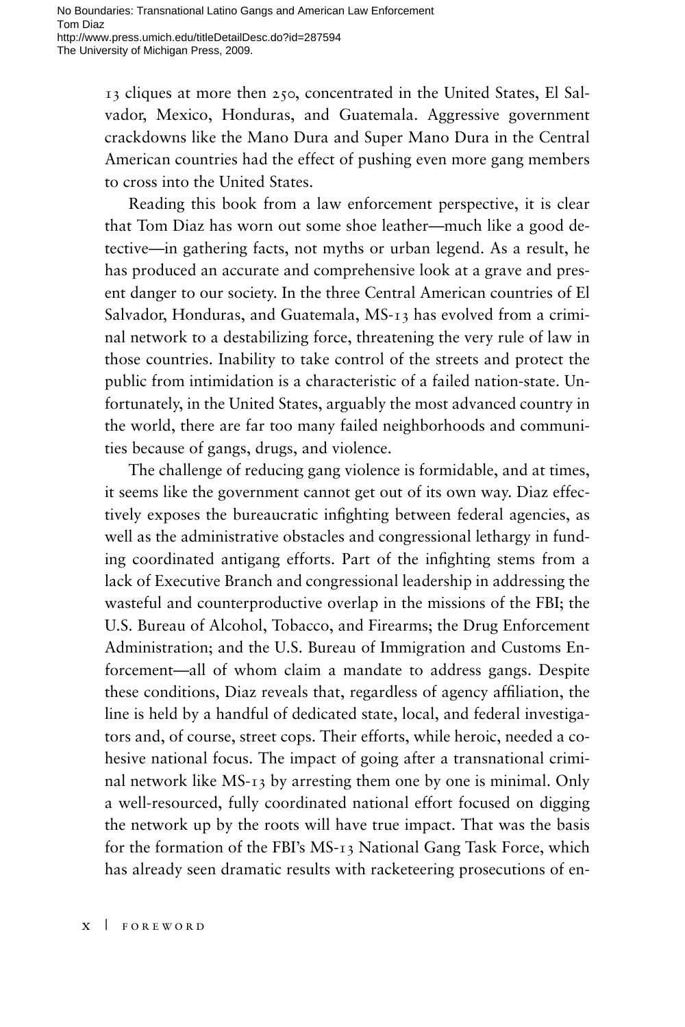13 cliques at more then 250, concentrated in the United States, El Salvador, Mexico, Honduras, and Guatemala. Aggressive government crackdowns like the Mano Dura and Super Mano Dura in the Central American countries had the effect of pushing even more gang members to cross into the United States.

Reading this book from a law enforcement perspective, it is clear that Tom Diaz has worn out some shoe leather—much like a good detective—in gathering facts, not myths or urban legend. As a result, he has produced an accurate and comprehensive look at a grave and present danger to our society. In the three Central American countries of El Salvador, Honduras, and Guatemala, MS-13 has evolved from a criminal network to a destabilizing force, threatening the very rule of law in those countries. Inability to take control of the streets and protect the public from intimidation is a characteristic of a failed nation-state. Unfortunately, in the United States, arguably the most advanced country in the world, there are far too many failed neighborhoods and communities because of gangs, drugs, and violence.

The challenge of reducing gang violence is formidable, and at times, it seems like the government cannot get out of its own way. Diaz effectively exposes the bureaucratic infighting between federal agencies, as well as the administrative obstacles and congressional lethargy in funding coordinated antigang efforts. Part of the infighting stems from a lack of Executive Branch and congressional leadership in addressing the wasteful and counterproductive overlap in the missions of the FBI; the U.S. Bureau of Alcohol, Tobacco, and Firearms; the Drug Enforcement Administration; and the U.S. Bureau of Immigration and Customs Enforcement—all of whom claim a mandate to address gangs. Despite these conditions, Diaz reveals that, regardless of agency affiliation, the line is held by a handful of dedicated state, local, and federal investigators and, of course, street cops. Their efforts, while heroic, needed a cohesive national focus. The impact of going after a transnational criminal network like MS-13 by arresting them one by one is minimal. Only a well-resourced, fully coordinated national effort focused on digging the network up by the roots will have true impact. That was the basis for the formation of the FBI's MS-13 National Gang Task Force, which has already seen dramatic results with racketeering prosecutions of en-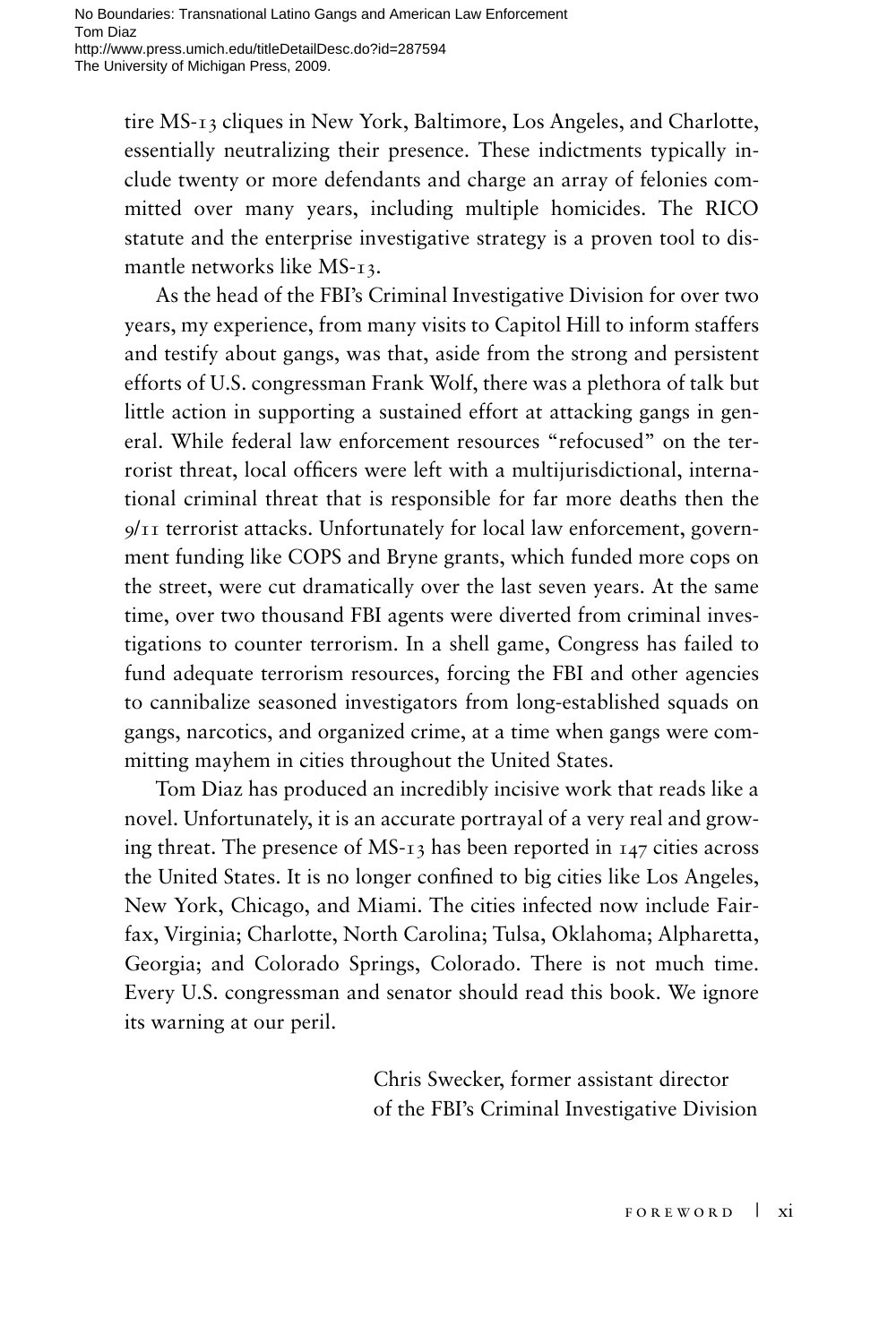tire MS-13 cliques in New York, Baltimore, Los Angeles, and Charlotte, essentially neutralizing their presence. These indictments typically include twenty or more defendants and charge an array of felonies committed over many years, including multiple homicides. The RICO statute and the enterprise investigative strategy is a proven tool to dismantle networks like MS-13.

As the head of the FBI's Criminal Investigative Division for over two years, my experience, from many visits to Capitol Hill to inform staffers and testify about gangs, was that, aside from the strong and persistent efforts of U.S. congressman Frank Wolf, there was a plethora of talk but little action in supporting a sustained effort at attacking gangs in general. While federal law enforcement resources "refocused" on the terrorist threat, local officers were left with a multijurisdictional, international criminal threat that is responsible for far more deaths then the 9/11 terrorist attacks. Unfortunately for local law enforcement, government funding like COPS and Bryne grants, which funded more cops on the street, were cut dramatically over the last seven years. At the same time, over two thousand FBI agents were diverted from criminal investigations to counter terrorism. In a shell game, Congress has failed to fund adequate terrorism resources, forcing the FBI and other agencies to cannibalize seasoned investigators from long-established squads on gangs, narcotics, and organized crime, at a time when gangs were committing mayhem in cities throughout the United States.

Tom Diaz has produced an incredibly incisive work that reads like a novel. Unfortunately, it is an accurate portrayal of a very real and growing threat. The presence of MS-13 has been reported in 147 cities across the United States. It is no longer confined to big cities like Los Angeles, New York, Chicago, and Miami. The cities infected now include Fairfax, Virginia; Charlotte, North Carolina; Tulsa, Oklahoma; Alpharetta, Georgia; and Colorado Springs, Colorado. There is not much time. Every U.S. congressman and senator should read this book. We ignore its warning at our peril.

Chris Swecker, former assistant director
of the FBI's Criminal Investigative Division